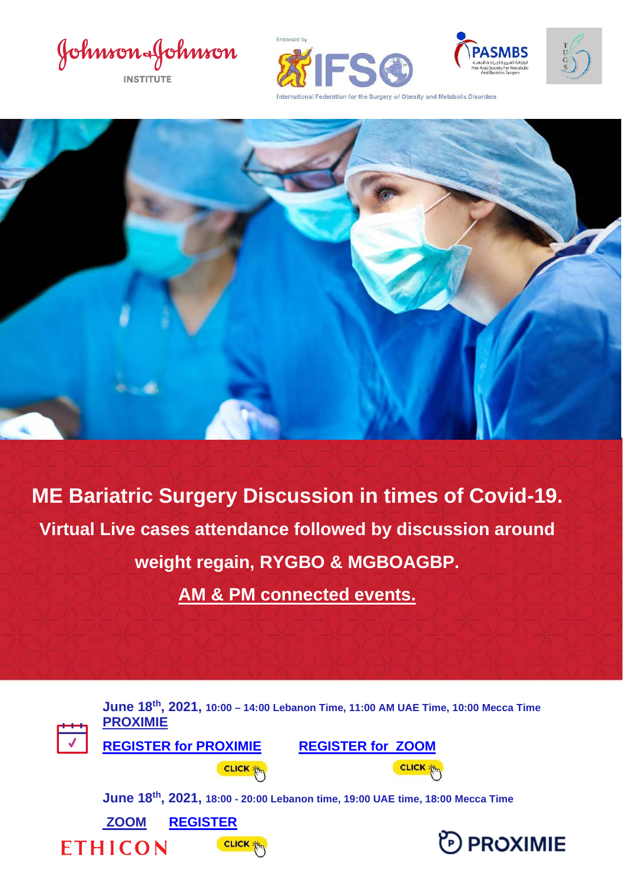Johnson & Johnson INSTITUTE

Endorsed by IFSO

International Federation for the Surgery of Obesity and Metabolic Disorders

PASMBS

الرابطة العربية لجراحة السمنة

Pan Arab Society For Metabolic And Bariatric Surgery

TUGS

# ME Bariatric Surgery Discussion in times of Covid-19.

## Virtual Live cases attendance followed by discussion around weight regain, RYGBO & MGBOAGBP.

## AM & PM connected events.

**June 18th, 2021,** 10:00 – 14:00 Lebanon Time, 11:00 AM UAE Time, 10:00 Mecca Time

**PROXIMIE**

**REGISTER for PROXIMIE** **REGISTER for ZOOM**

CLICK CLICK

**June 18th, 2021,** 18:00 - 20:00 Lebanon time, 19:00 UAE time, 18:00 Mecca Time

**ZOOM** **REGISTER**

CLICK

ETHICON

PROXIMIE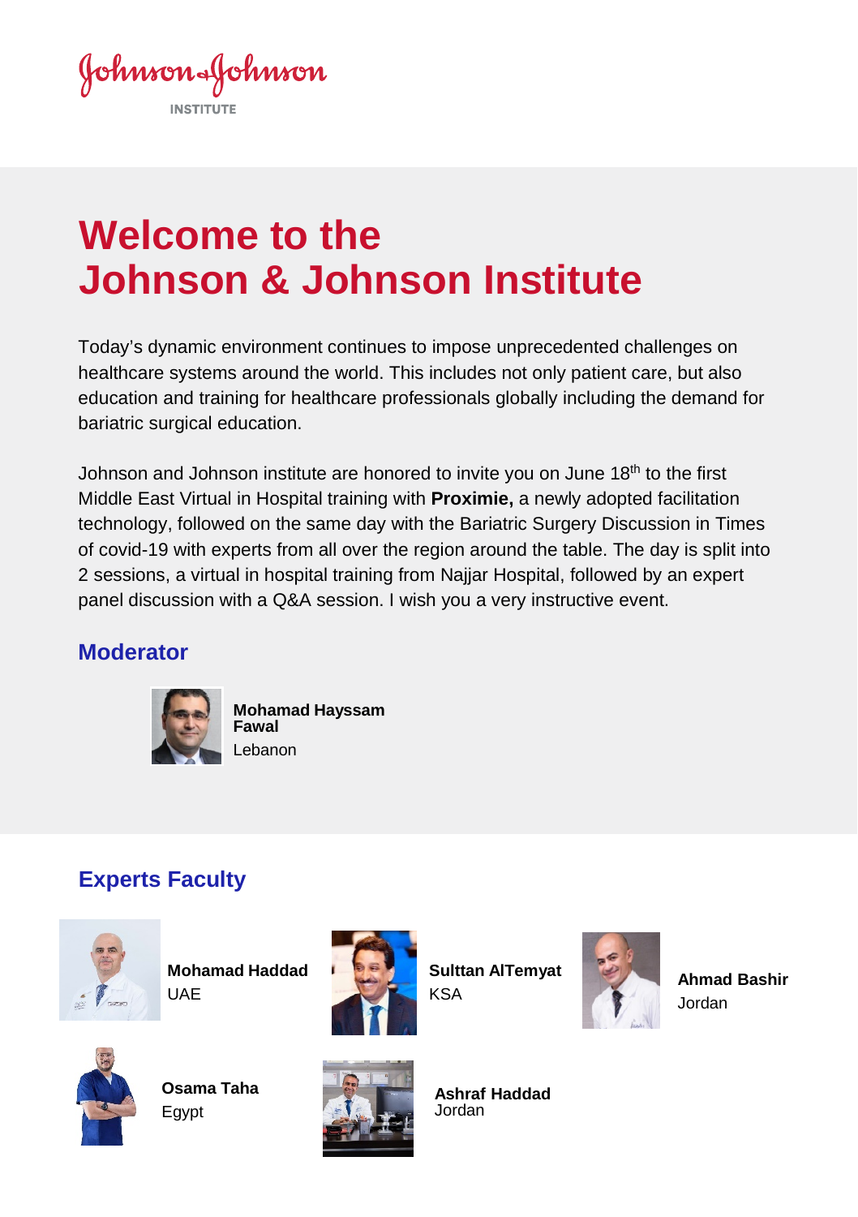Johnson & Johnson INSTITUTE

# Welcome to the Johnson & Johnson Institute

Today's dynamic environment continues to impose unprecedented challenges on healthcare systems around the world. This includes not only patient care, but also education and training for healthcare professionals globally including the demand for bariatric surgical education.

Johnson and Johnson institute are honored to invite you on June 18th to the first Middle East Virtual in Hospital training with **Proximie,** a newly adopted facilitation technology, followed on the same day with the Bariatric Surgery Discussion in Times of covid-19 with experts from all over the region around the table. The day is split into 2 sessions, a virtual in hospital training from Najjar Hospital, followed by an expert panel discussion with a Q&A session. I wish you a very instructive event.

## Moderator

**Mohamad Hayssam Fawal**
Lebanon

## Experts Faculty

**Mohamad Haddad**
UAE

**Sulttan AlTemyat**
KSA

**Ahmad Bashir**
Jordan

**Osama Taha**
Egypt

**Ashraf Haddad**
Jordan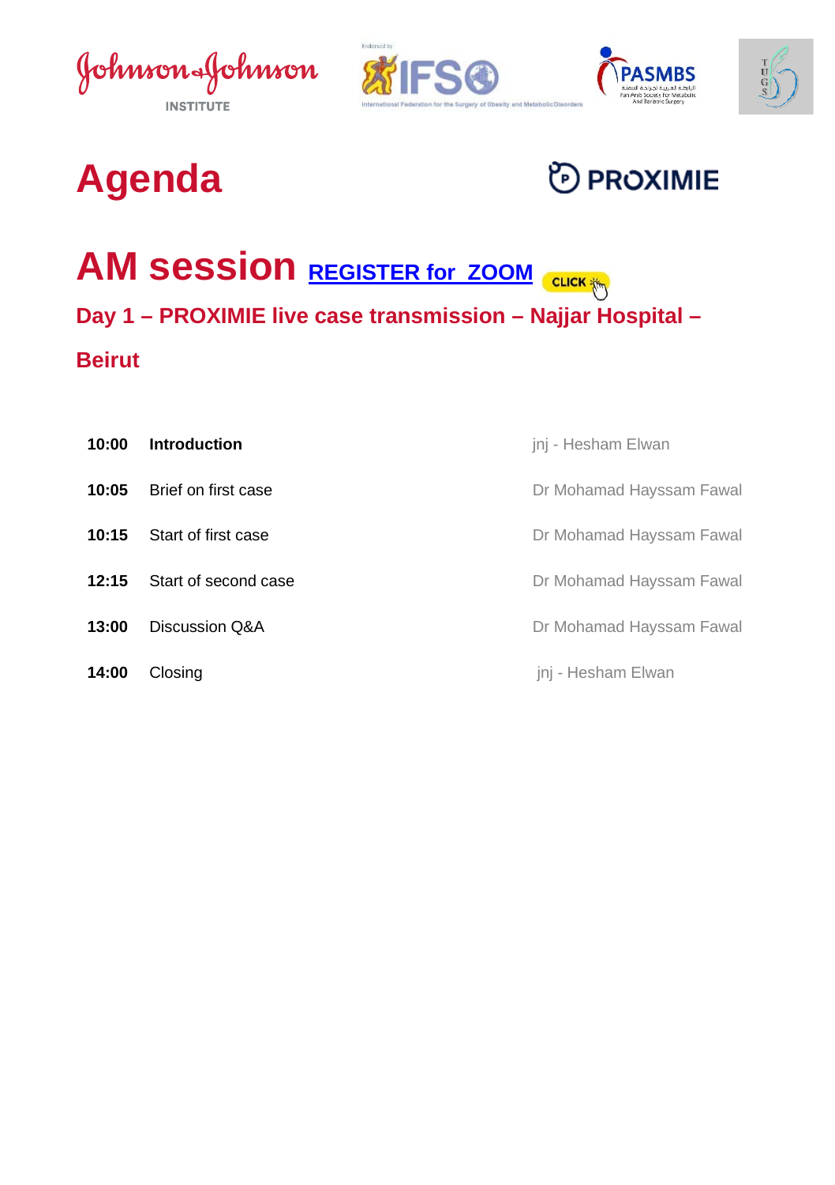# Agenda

PROXIMIE

## AM session REGISTER for ZOOM

CLICK

### Day 1 – PROXIMIE live case transmission – Najjar Hospital – Beirut

| | | |
|---|---|---|
| **10:00** | **Introduction** | jnj - Hesham Elwan |
| **10:05** | Brief on first case | Dr Mohamad Hayssam Fawal |
| **10:15** | Start of first case | Dr Mohamad Hayssam Fawal |
| **12:15** | Start of second case | Dr Mohamad Hayssam Fawal |
| **13:00** | Discussion Q&A | Dr Mohamad Hayssam Fawal |
| **14:00** | Closing | jnj - Hesham Elwan |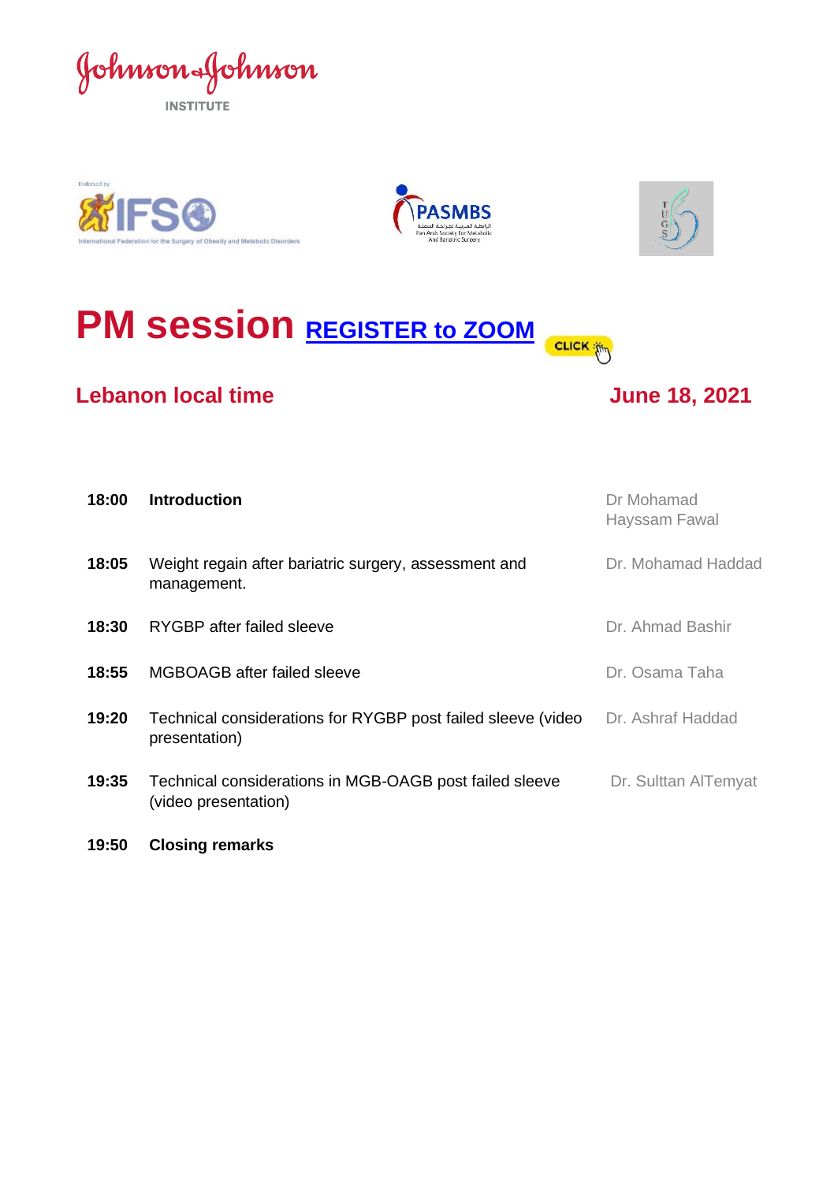Johnson & Johnson INSTITUTE

Endorsed by IFSO International Federation for the Surgery of Obesity and Metabolic Disorders

PASMBS
الرابطة العربية لجراحة السمنة
Pan Arab Society For Metabolic And Bariatric Surgery

TUGS

# PM session [REGISTER to ZOOM]

## Lebanon local time — June 18, 2021

| | | |
|---|---|---|
| **18:00** | **Introduction** | Dr Mohamad Hayssam Fawal |
| **18:05** | Weight regain after bariatric surgery, assessment and management. | Dr. Mohamad Haddad |
| **18:30** | RYGBP after failed sleeve | Dr. Ahmad Bashir |
| **18:55** | MGBOAGB after failed sleeve | Dr. Osama Taha |
| **19:20** | Technical considerations for RYGBP post failed sleeve (video presentation) | Dr. Ashraf Haddad |
| **19:35** | Technical considerations in MGB-OAGB post failed sleeve (video presentation) | Dr. Sulttan AlTemyat |
| **19:50** | **Closing remarks** | |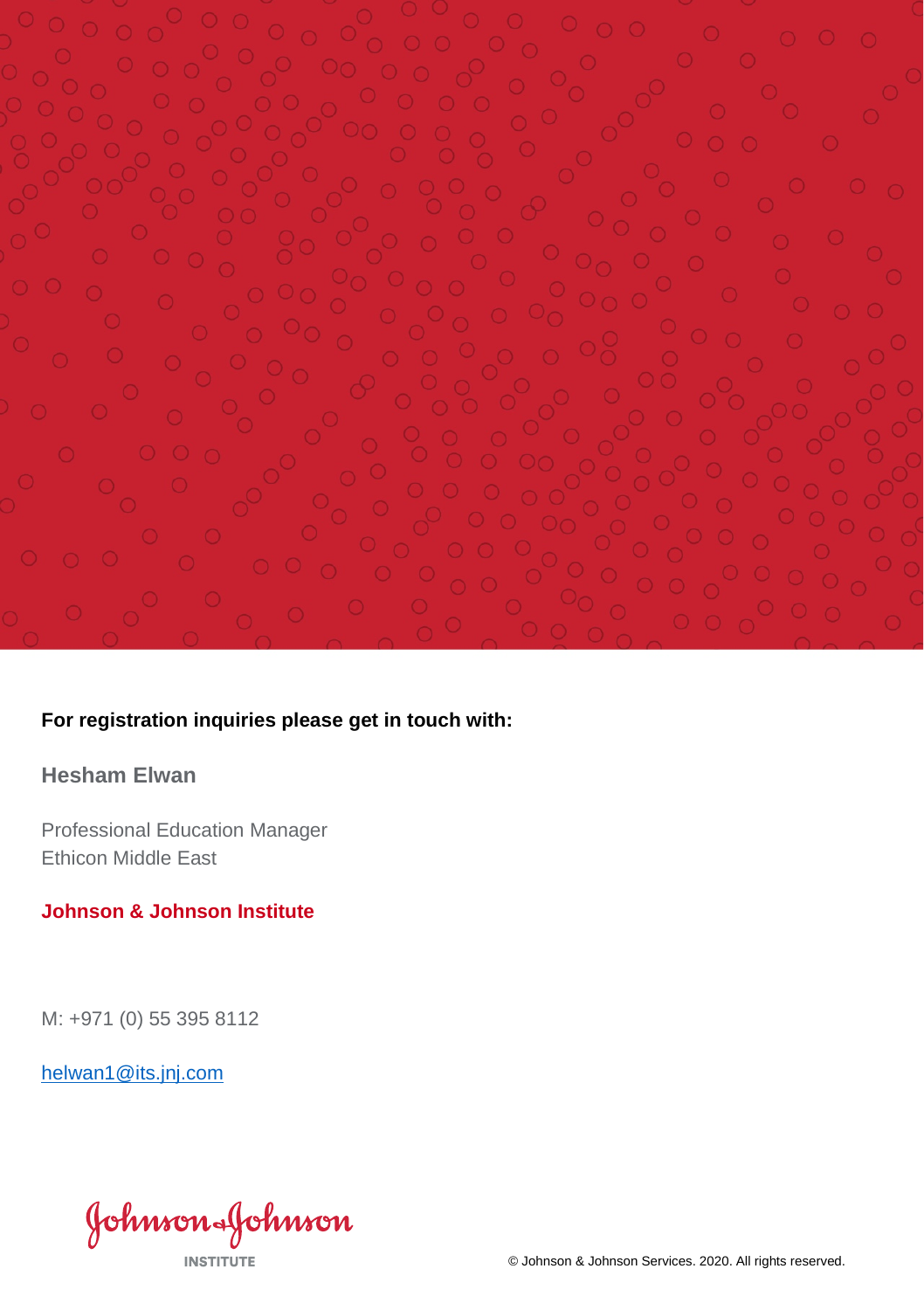**For registration inquiries please get in touch with:**

**Hesham Elwan**

Professional Education Manager
Ethicon Middle East

**Johnson & Johnson Institute**

M: +971 (0) 55 395 8112

helwan1@its.jnj.com

Johnson & Johnson INSTITUTE

© Johnson & Johnson Services. 2020. All rights reserved.